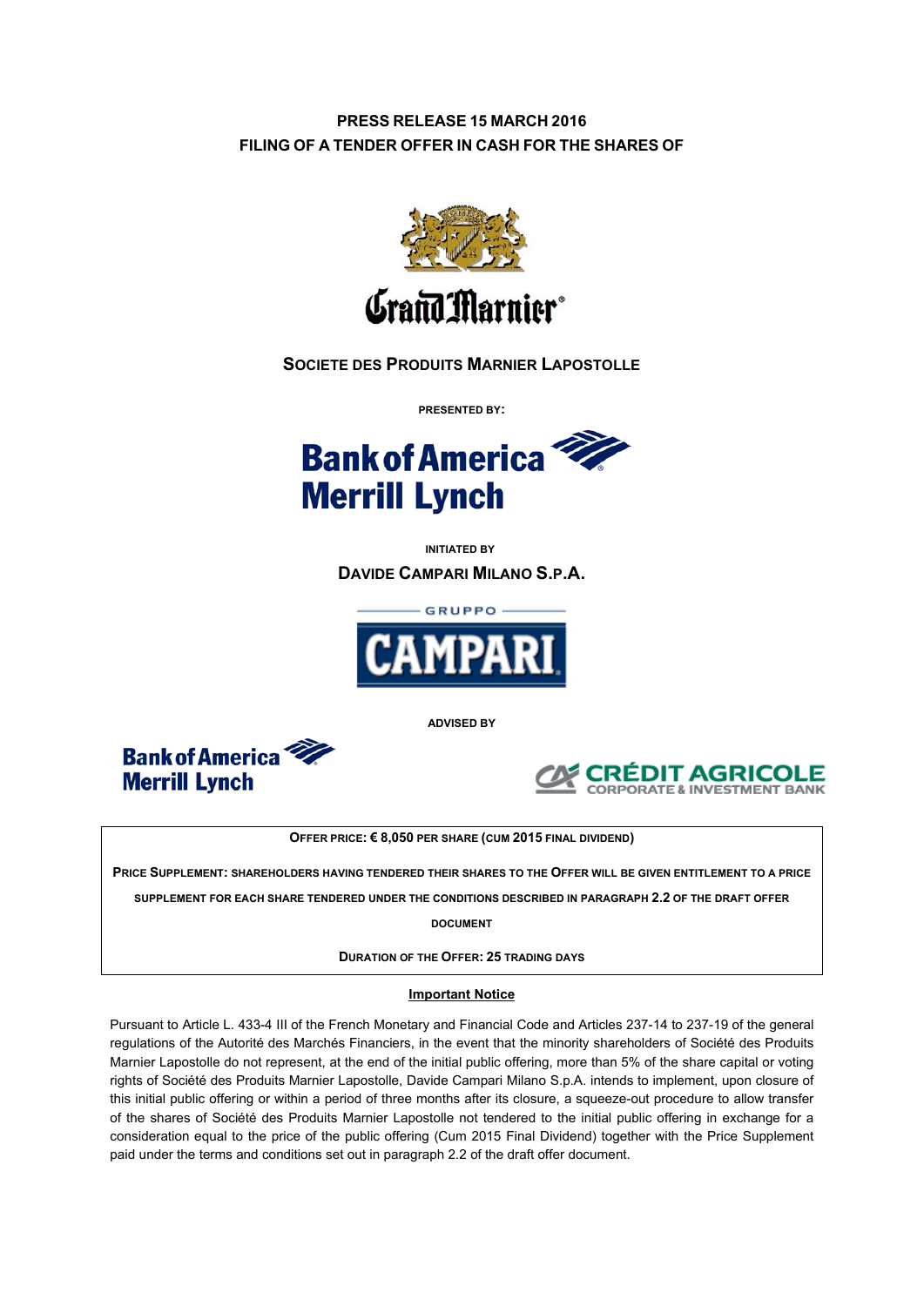**PRESS RELEASE 15 MARCH 2016**
**FILING OF A TENDER OFFER IN CASH FOR THE SHARES OF**

Grand Marnier®

**SOCIETE DES PRODUITS MARNIER LAPOSTOLLE**

**PRESENTED BY:**

Bank of America Merrill Lynch

**INITIATED BY**

**DAVIDE CAMPARI MILANO S.P.A.**

GRUPPO CAMPARI

**ADVISED BY**

Bank of America Merrill Lynch

CRÉDIT AGRICOLE CORPORATE & INVESTMENT BANK

**OFFER PRICE: € 8,050 PER SHARE (CUM 2015 FINAL DIVIDEND)**

**PRICE SUPPLEMENT: SHAREHOLDERS HAVING TENDERED THEIR SHARES TO THE OFFER WILL BE GIVEN ENTITLEMENT TO A PRICE SUPPLEMENT FOR EACH SHARE TENDERED UNDER THE CONDITIONS DESCRIBED IN PARAGRAPH 2.2 OF THE DRAFT OFFER DOCUMENT**

**DURATION OF THE OFFER: 25 TRADING DAYS**

**Important Notice**

Pursuant to Article L. 433-4 III of the French Monetary and Financial Code and Articles 237-14 to 237-19 of the general regulations of the Autorité des Marchés Financiers, in the event that the minority shareholders of Société des Produits Marnier Lapostolle do not represent, at the end of the initial public offering, more than 5% of the share capital or voting rights of Société des Produits Marnier Lapostolle, Davide Campari Milano S.p.A. intends to implement, upon closure of this initial public offering or within a period of three months after its closure, a squeeze-out procedure to allow transfer of the shares of Société des Produits Marnier Lapostolle not tendered to the initial public offering in exchange for a consideration equal to the price of the public offering (Cum 2015 Final Dividend) together with the Price Supplement paid under the terms and conditions set out in paragraph 2.2 of the draft offer document.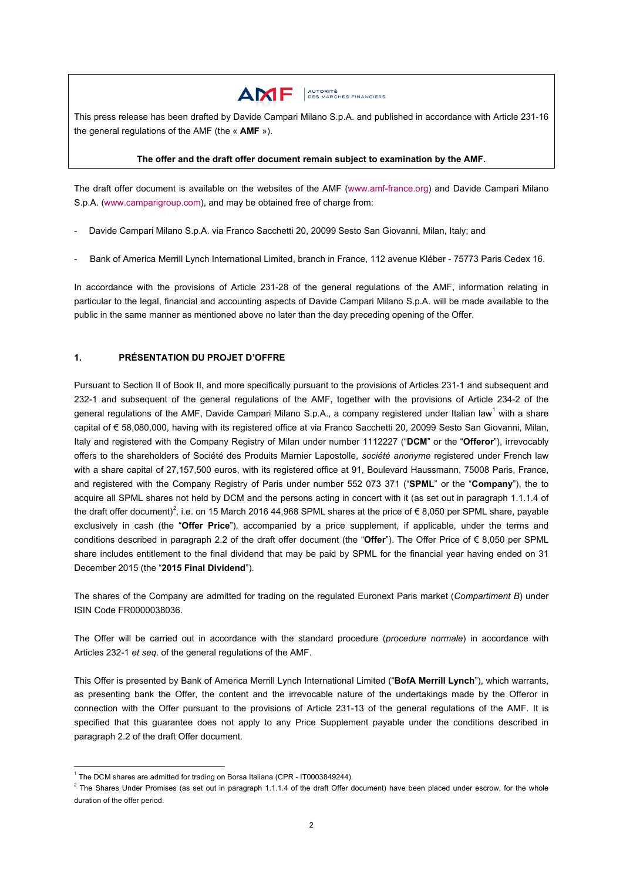AMF | AUTORITÉ DES MARCHÉS FINANCIERS

This press release has been drafted by Davide Campari Milano S.p.A. and published in accordance with Article 231-16 the general regulations of the AMF (the « **AMF** »).

**The offer and the draft offer document remain subject to examination by the AMF.**

The draft offer document is available on the websites of the AMF (www.amf-france.org) and Davide Campari Milano S.p.A. (www.camparigroup.com), and may be obtained free of charge from:

- Davide Campari Milano S.p.A. via Franco Sacchetti 20, 20099 Sesto San Giovanni, Milan, Italy; and
- Bank of America Merrill Lynch International Limited, branch in France, 112 avenue Kléber - 75773 Paris Cedex 16.

In accordance with the provisions of Article 231-28 of the general regulations of the AMF, information relating in particular to the legal, financial and accounting aspects of Davide Campari Milano S.p.A. will be made available to the public in the same manner as mentioned above no later than the day preceding opening of the Offer.

## 1. PRÉSENTATION DU PROJET D'OFFRE

Pursuant to Section II of Book II, and more specifically pursuant to the provisions of Articles 231-1 and subsequent and 232-1 and subsequent of the general regulations of the AMF, together with the provisions of Article 234-2 of the general regulations of the AMF, Davide Campari Milano S.p.A., a company registered under Italian law[1] with a share capital of € 58,080,000, having with its registered office at via Franco Sacchetti 20, 20099 Sesto San Giovanni, Milan, Italy and registered with the Company Registry of Milan under number 1112227 ("**DCM**" or the "**Offeror**"), irrevocably offers to the shareholders of Société des Produits Marnier Lapostolle, *société anonyme* registered under French law with a share capital of 27,157,500 euros, with its registered office at 91, Boulevard Haussmann, 75008 Paris, France, and registered with the Company Registry of Paris under number 552 073 371 ("**SPML**" or the "**Company**"), the to acquire all SPML shares not held by DCM and the persons acting in concert with it (as set out in paragraph 1.1.1.4 of the draft offer document)[2], i.e. on 15 March 2016 44,968 SPML shares at the price of € 8,050 per SPML share, payable exclusively in cash (the "**Offer Price**"), accompanied by a price supplement, if applicable, under the terms and conditions described in paragraph 2.2 of the draft offer document (the "**Offer**"). The Offer Price of € 8,050 per SPML share includes entitlement to the final dividend that may be paid by SPML for the financial year having ended on 31 December 2015 (the "**2015 Final Dividend**").

The shares of the Company are admitted for trading on the regulated Euronext Paris market (*Compartiment B*) under ISIN Code FR0000038036.

The Offer will be carried out in accordance with the standard procedure (*procedure normale*) in accordance with Articles 232-1 *et seq.* of the general regulations of the AMF.

This Offer is presented by Bank of America Merrill Lynch International Limited ("**BofA Merrill Lynch**"), which warrants, as presenting bank the Offer, the content and the irrevocable nature of the undertakings made by the Offeror in connection with the Offer pursuant to the provisions of Article 231-13 of the general regulations of the AMF. It is specified that this guarantee does not apply to any Price Supplement payable under the conditions described in paragraph 2.2 of the draft Offer document.

[1] The DCM shares are admitted for trading on Borsa Italiana (CPR - IT0003849244).

[2] The Shares Under Promises (as set out in paragraph 1.1.1.4 of the draft Offer document) have been placed under escrow, for the whole duration of the offer period.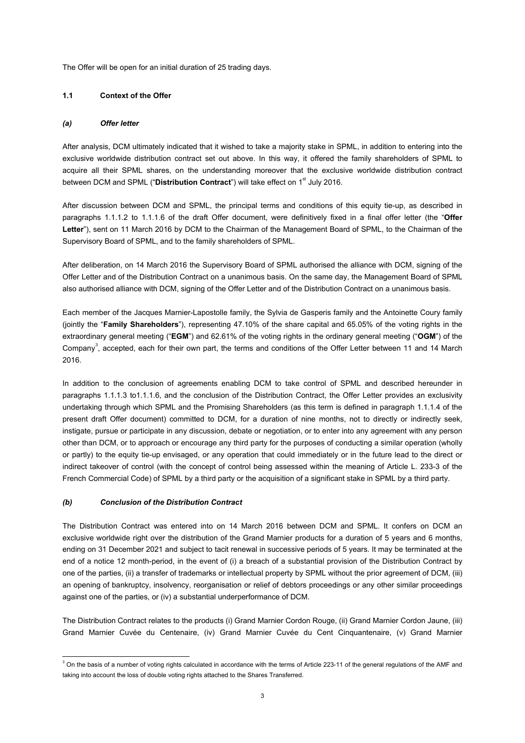The Offer will be open for an initial duration of 25 trading days.

### 1.1 Context of the Offer

#### *(a) Offer letter*

After analysis, DCM ultimately indicated that it wished to take a majority stake in SPML, in addition to entering into the exclusive worldwide distribution contract set out above. In this way, it offered the family shareholders of SPML to acquire all their SPML shares, on the understanding moreover that the exclusive worldwide distribution contract between DCM and SPML ("**Distribution Contract**") will take effect on 1st July 2016.

After discussion between DCM and SPML, the principal terms and conditions of this equity tie-up, as described in paragraphs 1.1.1.2 to 1.1.1.6 of the draft Offer document, were definitively fixed in a final offer letter (the "**Offer Letter**"), sent on 11 March 2016 by DCM to the Chairman of the Management Board of SPML, to the Chairman of the Supervisory Board of SPML, and to the family shareholders of SPML.

After deliberation, on 14 March 2016 the Supervisory Board of SPML authorised the alliance with DCM, signing of the Offer Letter and of the Distribution Contract on a unanimous basis. On the same day, the Management Board of SPML also authorised alliance with DCM, signing of the Offer Letter and of the Distribution Contract on a unanimous basis.

Each member of the Jacques Marnier-Lapostolle family, the Sylvia de Gasperis family and the Antoinette Coury family (jointly the "**Family Shareholders**"), representing 47.10% of the share capital and 65.05% of the voting rights in the extraordinary general meeting ("**EGM**") and 62.61% of the voting rights in the ordinary general meeting ("**OGM**") of the Company[3], accepted, each for their own part, the terms and conditions of the Offer Letter between 11 and 14 March 2016.

In addition to the conclusion of agreements enabling DCM to take control of SPML and described hereunder in paragraphs 1.1.1.3 to1.1.1.6, and the conclusion of the Distribution Contract, the Offer Letter provides an exclusivity undertaking through which SPML and the Promising Shareholders (as this term is defined in paragraph 1.1.1.4 of the present draft Offer document) committed to DCM, for a duration of nine months, not to directly or indirectly seek, instigate, pursue or participate in any discussion, debate or negotiation, or to enter into any agreement with any person other than DCM, or to approach or encourage any third party for the purposes of conducting a similar operation (wholly or partly) to the equity tie-up envisaged, or any operation that could immediately or in the future lead to the direct or indirect takeover of control (with the concept of control being assessed within the meaning of Article L. 233-3 of the French Commercial Code) of SPML by a third party or the acquisition of a significant stake in SPML by a third party.

#### *(b) Conclusion of the Distribution Contract*

The Distribution Contract was entered into on 14 March 2016 between DCM and SPML. It confers on DCM an exclusive worldwide right over the distribution of the Grand Marnier products for a duration of 5 years and 6 months, ending on 31 December 2021 and subject to tacit renewal in successive periods of 5 years. It may be terminated at the end of a notice 12 month-period, in the event of (i) a breach of a substantial provision of the Distribution Contract by one of the parties, (ii) a transfer of trademarks or intellectual property by SPML without the prior agreement of DCM, (iii) an opening of bankruptcy, insolvency, reorganisation or relief of debtors proceedings or any other similar proceedings against one of the parties, or (iv) a substantial underperformance of DCM.

The Distribution Contract relates to the products (i) Grand Marnier Cordon Rouge, (ii) Grand Marnier Cordon Jaune, (iii) Grand Marnier Cuvée du Centenaire, (iv) Grand Marnier Cuvée du Cent Cinquantenaire, (v) Grand Marnier

---

[3] On the basis of a number of voting rights calculated in accordance with the terms of Article 223-11 of the general regulations of the AMF and taking into account the loss of double voting rights attached to the Shares Transferred.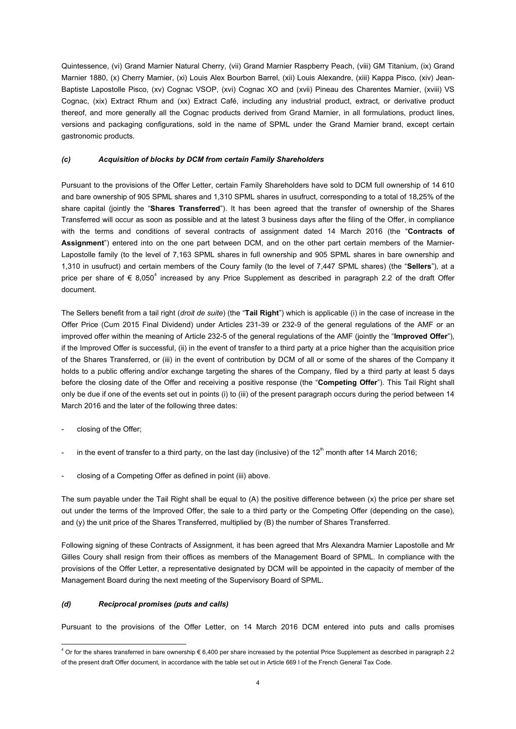Quintessence, (vi) Grand Marnier Natural Cherry, (vii) Grand Marnier Raspberry Peach, (viii) GM Titanium, (ix) Grand Marnier 1880, (x) Cherry Marnier, (xi) Louis Alex Bourbon Barrel, (xii) Louis Alexandre, (xiii) Kappa Pisco, (xiv) Jean-Baptiste Lapostolle Pisco, (xv) Cognac VSOP, (xvi) Cognac XO and (xvii) Pineau des Charentes Marnier, (xviii) VS Cognac, (xix) Extract Rhum and (xx) Extract Café, including any industrial product, extract, or derivative product thereof, and more generally all the Cognac products derived from Grand Marnier, in all formulations, product lines, versions and packaging configurations, sold in the name of SPML under the Grand Marnier brand, except certain gastronomic products.

### *(c) Acquisition of blocks by DCM from certain Family Shareholders*

Pursuant to the provisions of the Offer Letter, certain Family Shareholders have sold to DCM full ownership of 14 610 and bare ownership of 905 SPML shares and 1,310 SPML shares in usufruct, corresponding to a total of 18,25% of the share capital (jointly the "**Shares Transferred**"). It has been agreed that the transfer of ownership of the Shares Transferred will occur as soon as possible and at the latest 3 business days after the filing of the Offer, in compliance with the terms and conditions of several contracts of assignment dated 14 March 2016 (the "**Contracts of Assignment**") entered into on the one part between DCM, and on the other part certain members of the Marnier-Lapostolle family (to the level of 7,163 SPML shares in full ownership and 905 SPML shares in bare ownership and 1,310 in usufruct) and certain members of the Coury family (to the level of 7,447 SPML shares) (the "**Sellers**"), at a price per share of € 8,050[4] increased by any Price Supplement as described in paragraph 2.2 of the draft Offer document.

The Sellers benefit from a tail right (*droit de suite*) (the "**Tail Right**") which is applicable (i) in the case of increase in the Offer Price (Cum 2015 Final Dividend) under Articles 231-39 or 232-9 of the general regulations of the AMF or an improved offer within the meaning of Article 232-5 of the general regulations of the AMF (jointly the "**Improved Offer**"), if the Improved Offer is successful, (ii) in the event of transfer to a third party at a price higher than the acquisition price of the Shares Transferred, or (iii) in the event of contribution by DCM of all or some of the shares of the Company it holds to a public offering and/or exchange targeting the shares of the Company, filed by a third party at least 5 days before the closing date of the Offer and receiving a positive response (the "**Competing Offer**"). This Tail Right shall only be due if one of the events set out in points (i) to (iii) of the present paragraph occurs during the period between 14 March 2016 and the later of the following three dates:

- closing of the Offer;
- in the event of transfer to a third party, on the last day (inclusive) of the 12th month after 14 March 2016;
- closing of a Competing Offer as defined in point (iii) above.

The sum payable under the Tail Right shall be equal to (A) the positive difference between (x) the price per share set out under the terms of the Improved Offer, the sale to a third party or the Competing Offer (depending on the case), and (y) the unit price of the Shares Transferred, multiplied by (B) the number of Shares Transferred.

Following signing of these Contracts of Assignment, it has been agreed that Mrs Alexandra Marnier Lapostolle and Mr Gilles Coury shall resign from their offices as members of the Management Board of SPML. In compliance with the provisions of the Offer Letter, a representative designated by DCM will be appointed in the capacity of member of the Management Board during the next meeting of the Supervisory Board of SPML.

### *(d) Reciprocal promises (puts and calls)*

Pursuant to the provisions of the Offer Letter, on 14 March 2016 DCM entered into puts and calls promises

[4] Or for the shares transferred in bare ownership € 6,400 per share increased by the potential Price Supplement as described in paragraph 2.2 of the present draft Offer document, in accordance with the table set out in Article 669 I of the French General Tax Code.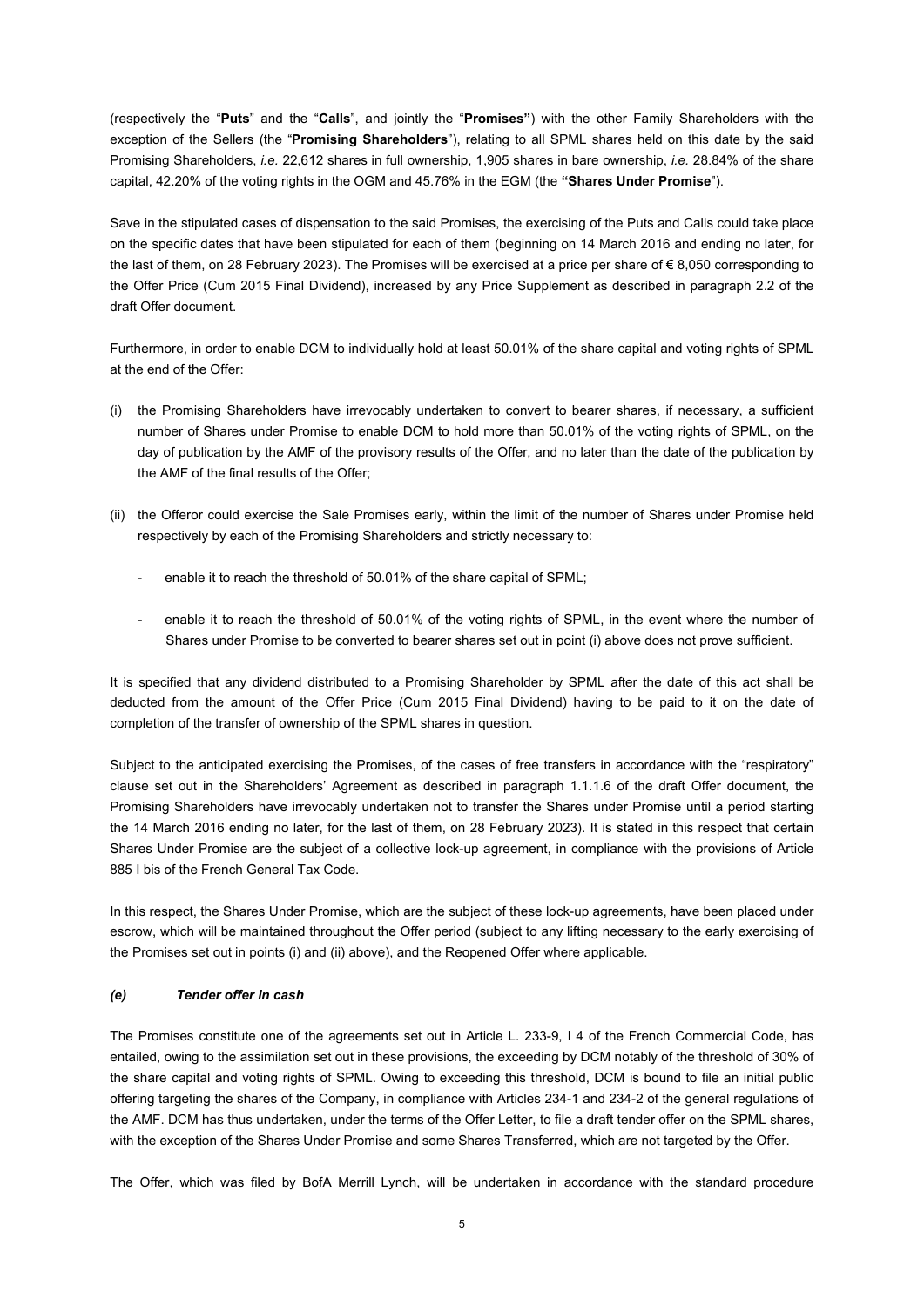(respectively the "**Puts**" and the "**Calls**", and jointly the "**Promises"**) with the other Family Shareholders with the exception of the Sellers (the "**Promising Shareholders**"), relating to all SPML shares held on this date by the said Promising Shareholders, *i.e.* 22,612 shares in full ownership, 1,905 shares in bare ownership, *i.e.* 28.84% of the share capital, 42.20% of the voting rights in the OGM and 45.76% in the EGM (the **"Shares Under Promise**").

Save in the stipulated cases of dispensation to the said Promises, the exercising of the Puts and Calls could take place on the specific dates that have been stipulated for each of them (beginning on 14 March 2016 and ending no later, for the last of them, on 28 February 2023). The Promises will be exercised at a price per share of € 8,050 corresponding to the Offer Price (Cum 2015 Final Dividend), increased by any Price Supplement as described in paragraph 2.2 of the draft Offer document.

Furthermore, in order to enable DCM to individually hold at least 50.01% of the share capital and voting rights of SPML at the end of the Offer:

(i) the Promising Shareholders have irrevocably undertaken to convert to bearer shares, if necessary, a sufficient number of Shares under Promise to enable DCM to hold more than 50.01% of the voting rights of SPML, on the day of publication by the AMF of the provisory results of the Offer, and no later than the date of the publication by the AMF of the final results of the Offer;

(ii) the Offeror could exercise the Sale Promises early, within the limit of the number of Shares under Promise held respectively by each of the Promising Shareholders and strictly necessary to:

   - enable it to reach the threshold of 50.01% of the share capital of SPML;

   - enable it to reach the threshold of 50.01% of the voting rights of SPML, in the event where the number of Shares under Promise to be converted to bearer shares set out in point (i) above does not prove sufficient.

It is specified that any dividend distributed to a Promising Shareholder by SPML after the date of this act shall be deducted from the amount of the Offer Price (Cum 2015 Final Dividend) having to be paid to it on the date of completion of the transfer of ownership of the SPML shares in question.

Subject to the anticipated exercising the Promises, of the cases of free transfers in accordance with the "respiratory" clause set out in the Shareholders' Agreement as described in paragraph 1.1.1.6 of the draft Offer document, the Promising Shareholders have irrevocably undertaken not to transfer the Shares under Promise until a period starting the 14 March 2016 ending no later, for the last of them, on 28 February 2023). It is stated in this respect that certain Shares Under Promise are the subject of a collective lock-up agreement, in compliance with the provisions of Article 885 I bis of the French General Tax Code.

In this respect, the Shares Under Promise, which are the subject of these lock-up agreements, have been placed under escrow, which will be maintained throughout the Offer period (subject to any lifting necessary to the early exercising of the Promises set out in points (i) and (ii) above), and the Reopened Offer where applicable.

#### *(e) Tender offer in cash*

The Promises constitute one of the agreements set out in Article L. 233-9, I 4 of the French Commercial Code, has entailed, owing to the assimilation set out in these provisions, the exceeding by DCM notably of the threshold of 30% of the share capital and voting rights of SPML. Owing to exceeding this threshold, DCM is bound to file an initial public offering targeting the shares of the Company, in compliance with Articles 234-1 and 234-2 of the general regulations of the AMF. DCM has thus undertaken, under the terms of the Offer Letter, to file a draft tender offer on the SPML shares, with the exception of the Shares Under Promise and some Shares Transferred, which are not targeted by the Offer.

The Offer, which was filed by BofA Merrill Lynch, will be undertaken in accordance with the standard procedure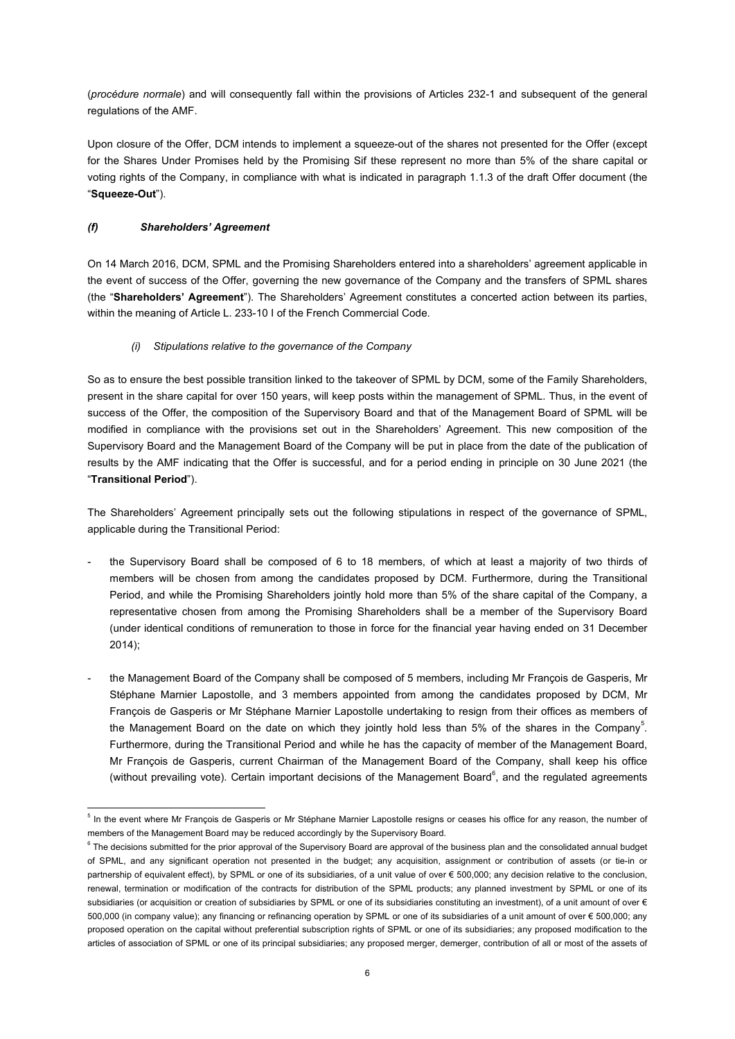(*procédure normale*) and will consequently fall within the provisions of Articles 232-1 and subsequent of the general regulations of the AMF.

Upon closure of the Offer, DCM intends to implement a squeeze-out of the shares not presented for the Offer (except for the Shares Under Promises held by the Promising Sif these represent no more than 5% of the share capital or voting rights of the Company, in compliance with what is indicated in paragraph 1.1.3 of the draft Offer document (the "**Squeeze-Out**").

### *(f) Shareholders' Agreement*

On 14 March 2016, DCM, SPML and the Promising Shareholders entered into a shareholders' agreement applicable in the event of success of the Offer, governing the new governance of the Company and the transfers of SPML shares (the "**Shareholders' Agreement**"). The Shareholders' Agreement constitutes a concerted action between its parties, within the meaning of Article L. 233-10 I of the French Commercial Code.

#### *(i) Stipulations relative to the governance of the Company*

So as to ensure the best possible transition linked to the takeover of SPML by DCM, some of the Family Shareholders, present in the share capital for over 150 years, will keep posts within the management of SPML. Thus, in the event of success of the Offer, the composition of the Supervisory Board and that of the Management Board of SPML will be modified in compliance with the provisions set out in the Shareholders' Agreement. This new composition of the Supervisory Board and the Management Board of the Company will be put in place from the date of the publication of results by the AMF indicating that the Offer is successful, and for a period ending in principle on 30 June 2021 (the "**Transitional Period**").

The Shareholders' Agreement principally sets out the following stipulations in respect of the governance of SPML, applicable during the Transitional Period:

- the Supervisory Board shall be composed of 6 to 18 members, of which at least a majority of two thirds of members will be chosen from among the candidates proposed by DCM. Furthermore, during the Transitional Period, and while the Promising Shareholders jointly hold more than 5% of the share capital of the Company, a representative chosen from among the Promising Shareholders shall be a member of the Supervisory Board (under identical conditions of remuneration to those in force for the financial year having ended on 31 December 2014);

- the Management Board of the Company shall be composed of 5 members, including Mr François de Gasperis, Mr Stéphane Marnier Lapostolle, and 3 members appointed from among the candidates proposed by DCM, Mr François de Gasperis or Mr Stéphane Marnier Lapostolle undertaking to resign from their offices as members of the Management Board on the date on which they jointly hold less than 5% of the shares in the Company[5]. Furthermore, during the Transitional Period and while he has the capacity of member of the Management Board, Mr François de Gasperis, current Chairman of the Management Board of the Company, shall keep his office (without prevailing vote). Certain important decisions of the Management Board[6], and the regulated agreements

---

[5] In the event where Mr François de Gasperis or Mr Stéphane Marnier Lapostolle resigns or ceases his office for any reason, the number of members of the Management Board may be reduced accordingly by the Supervisory Board.

[6] The decisions submitted for the prior approval of the Supervisory Board are approval of the business plan and the consolidated annual budget of SPML, and any significant operation not presented in the budget; any acquisition, assignment or contribution of assets (or tie-in or partnership of equivalent effect), by SPML or one of its subsidiaries, of a unit value of over € 500,000; any decision relative to the conclusion, renewal, termination or modification of the contracts for distribution of the SPML products; any planned investment by SPML or one of its subsidiaries (or acquisition or creation of subsidiaries by SPML or one of its subsidiaries constituting an investment), of a unit amount of over € 500,000 (in company value); any financing or refinancing operation by SPML or one of its subsidiaries of a unit amount of over € 500,000; any proposed operation on the capital without preferential subscription rights of SPML or one of its subsidiaries; any proposed modification to the articles of association of SPML or one of its principal subsidiaries; any proposed merger, demerger, contribution of all or most of the assets of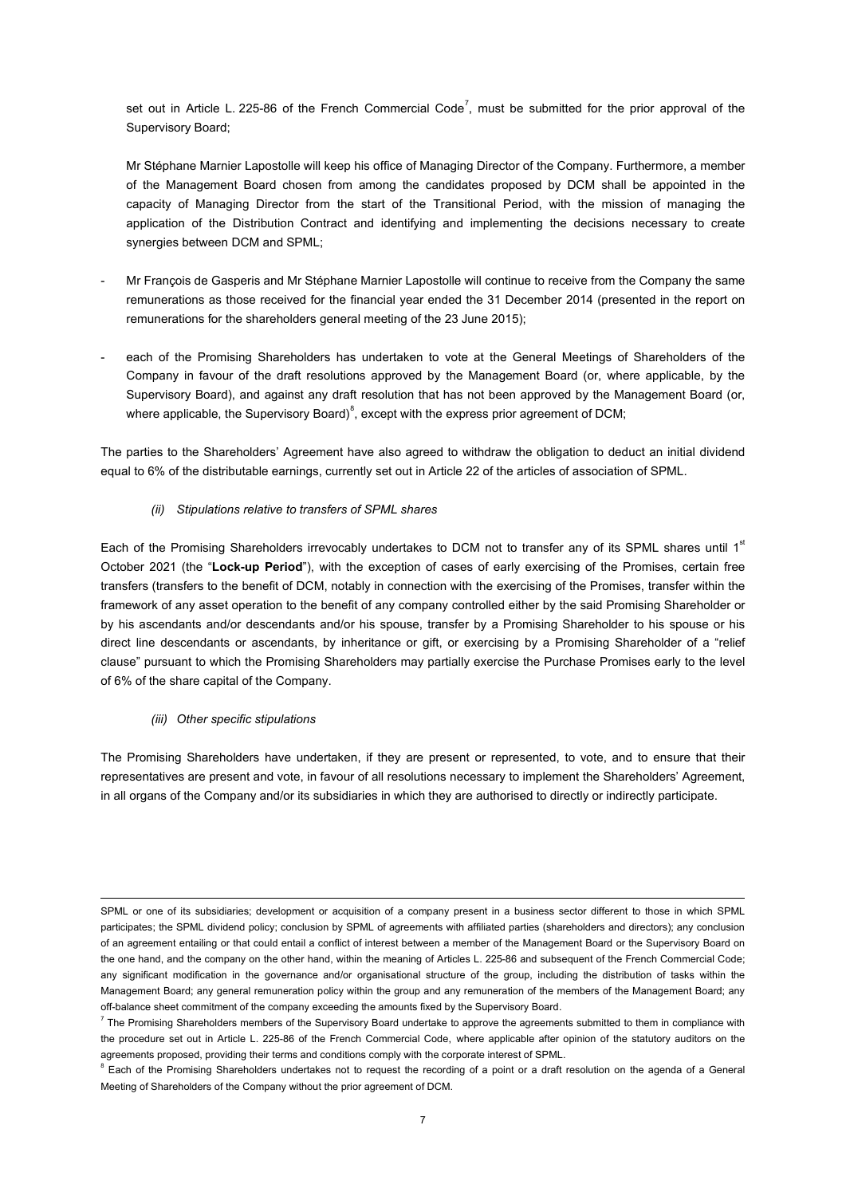set out in Article L. 225-86 of the French Commercial Code[7], must be submitted for the prior approval of the Supervisory Board;

Mr Stéphane Marnier Lapostolle will keep his office of Managing Director of the Company. Furthermore, a member of the Management Board chosen from among the candidates proposed by DCM shall be appointed in the capacity of Managing Director from the start of the Transitional Period, with the mission of managing the application of the Distribution Contract and identifying and implementing the decisions necessary to create synergies between DCM and SPML;

- Mr François de Gasperis and Mr Stéphane Marnier Lapostolle will continue to receive from the Company the same remunerations as those received for the financial year ended the 31 December 2014 (presented in the report on remunerations for the shareholders general meeting of the 23 June 2015);

- each of the Promising Shareholders has undertaken to vote at the General Meetings of Shareholders of the Company in favour of the draft resolutions approved by the Management Board (or, where applicable, by the Supervisory Board), and against any draft resolution that has not been approved by the Management Board (or, where applicable, the Supervisory Board)[8], except with the express prior agreement of DCM;

The parties to the Shareholders' Agreement have also agreed to withdraw the obligation to deduct an initial dividend equal to 6% of the distributable earnings, currently set out in Article 22 of the articles of association of SPML.

*(ii) Stipulations relative to transfers of SPML shares*

Each of the Promising Shareholders irrevocably undertakes to DCM not to transfer any of its SPML shares until 1st October 2021 (the "**Lock-up Period**"), with the exception of cases of early exercising of the Promises, certain free transfers (transfers to the benefit of DCM, notably in connection with the exercising of the Promises, transfer within the framework of any asset operation to the benefit of any company controlled either by the said Promising Shareholder or by his ascendants and/or descendants and/or his spouse, transfer by a Promising Shareholder to his spouse or his direct line descendants or ascendants, by inheritance or gift, or exercising by a Promising Shareholder of a "relief clause" pursuant to which the Promising Shareholders may partially exercise the Purchase Promises early to the level of 6% of the share capital of the Company.

*(iii) Other specific stipulations*

The Promising Shareholders have undertaken, if they are present or represented, to vote, and to ensure that their representatives are present and vote, in favour of all resolutions necessary to implement the Shareholders' Agreement, in all organs of the Company and/or its subsidiaries in which they are authorised to directly or indirectly participate.

---

SPML or one of its subsidiaries; development or acquisition of a company present in a business sector different to those in which SPML participates; the SPML dividend policy; conclusion by SPML of agreements with affiliated parties (shareholders and directors); any conclusion of an agreement entailing or that could entail a conflict of interest between a member of the Management Board or the Supervisory Board on the one hand, and the company on the other hand, within the meaning of Articles L. 225-86 and subsequent of the French Commercial Code; any significant modification in the governance and/or organisational structure of the group, including the distribution of tasks within the Management Board; any general remuneration policy within the group and any remuneration of the members of the Management Board; any off-balance sheet commitment of the company exceeding the amounts fixed by the Supervisory Board.

[7] The Promising Shareholders members of the Supervisory Board undertake to approve the agreements submitted to them in compliance with the procedure set out in Article L. 225-86 of the French Commercial Code, where applicable after opinion of the statutory auditors on the agreements proposed, providing their terms and conditions comply with the corporate interest of SPML.

[8] Each of the Promising Shareholders undertakes not to request the recording of a point or a draft resolution on the agenda of a General Meeting of Shareholders of the Company without the prior agreement of DCM.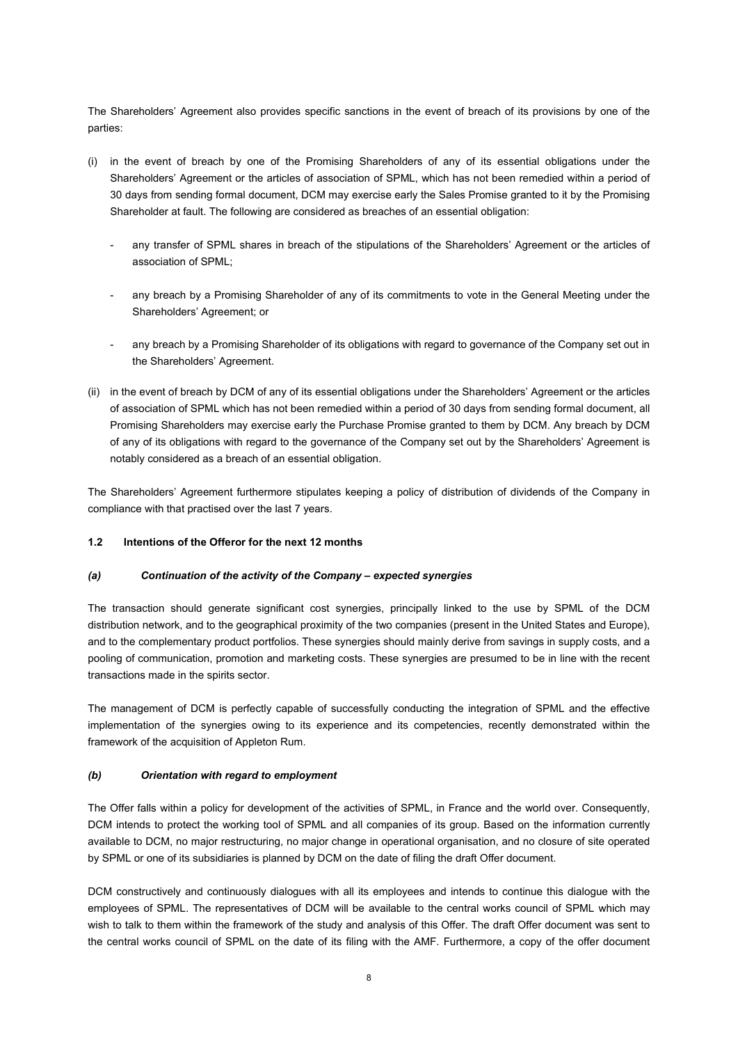The Shareholders' Agreement also provides specific sanctions in the event of breach of its provisions by one of the parties:

(i) in the event of breach by one of the Promising Shareholders of any of its essential obligations under the Shareholders' Agreement or the articles of association of SPML, which has not been remedied within a period of 30 days from sending formal document, DCM may exercise early the Sales Promise granted to it by the Promising Shareholder at fault. The following are considered as breaches of an essential obligation:

  - any transfer of SPML shares in breach of the stipulations of the Shareholders' Agreement or the articles of association of SPML;

  - any breach by a Promising Shareholder of any of its commitments to vote in the General Meeting under the Shareholders' Agreement; or

  - any breach by a Promising Shareholder of its obligations with regard to governance of the Company set out in the Shareholders' Agreement.

(ii) in the event of breach by DCM of any of its essential obligations under the Shareholders' Agreement or the articles of association of SPML which has not been remedied within a period of 30 days from sending formal document, all Promising Shareholders may exercise early the Purchase Promise granted to them by DCM. Any breach by DCM of any of its obligations with regard to the governance of the Company set out by the Shareholders' Agreement is notably considered as a breach of an essential obligation.

The Shareholders' Agreement furthermore stipulates keeping a policy of distribution of dividends of the Company in compliance with that practised over the last 7 years.

### 1.2 Intentions of the Offeror for the next 12 months

#### *(a) Continuation of the activity of the Company – expected synergies*

The transaction should generate significant cost synergies, principally linked to the use by SPML of the DCM distribution network, and to the geographical proximity of the two companies (present in the United States and Europe), and to the complementary product portfolios. These synergies should mainly derive from savings in supply costs, and a pooling of communication, promotion and marketing costs. These synergies are presumed to be in line with the recent transactions made in the spirits sector.

The management of DCM is perfectly capable of successfully conducting the integration of SPML and the effective implementation of the synergies owing to its experience and its competencies, recently demonstrated within the framework of the acquisition of Appleton Rum.

#### *(b) Orientation with regard to employment*

The Offer falls within a policy for development of the activities of SPML, in France and the world over. Consequently, DCM intends to protect the working tool of SPML and all companies of its group. Based on the information currently available to DCM, no major restructuring, no major change in operational organisation, and no closure of site operated by SPML or one of its subsidiaries is planned by DCM on the date of filing the draft Offer document.

DCM constructively and continuously dialogues with all its employees and intends to continue this dialogue with the employees of SPML. The representatives of DCM will be available to the central works council of SPML which may wish to talk to them within the framework of the study and analysis of this Offer. The draft Offer document was sent to the central works council of SPML on the date of its filing with the AMF. Furthermore, a copy of the offer document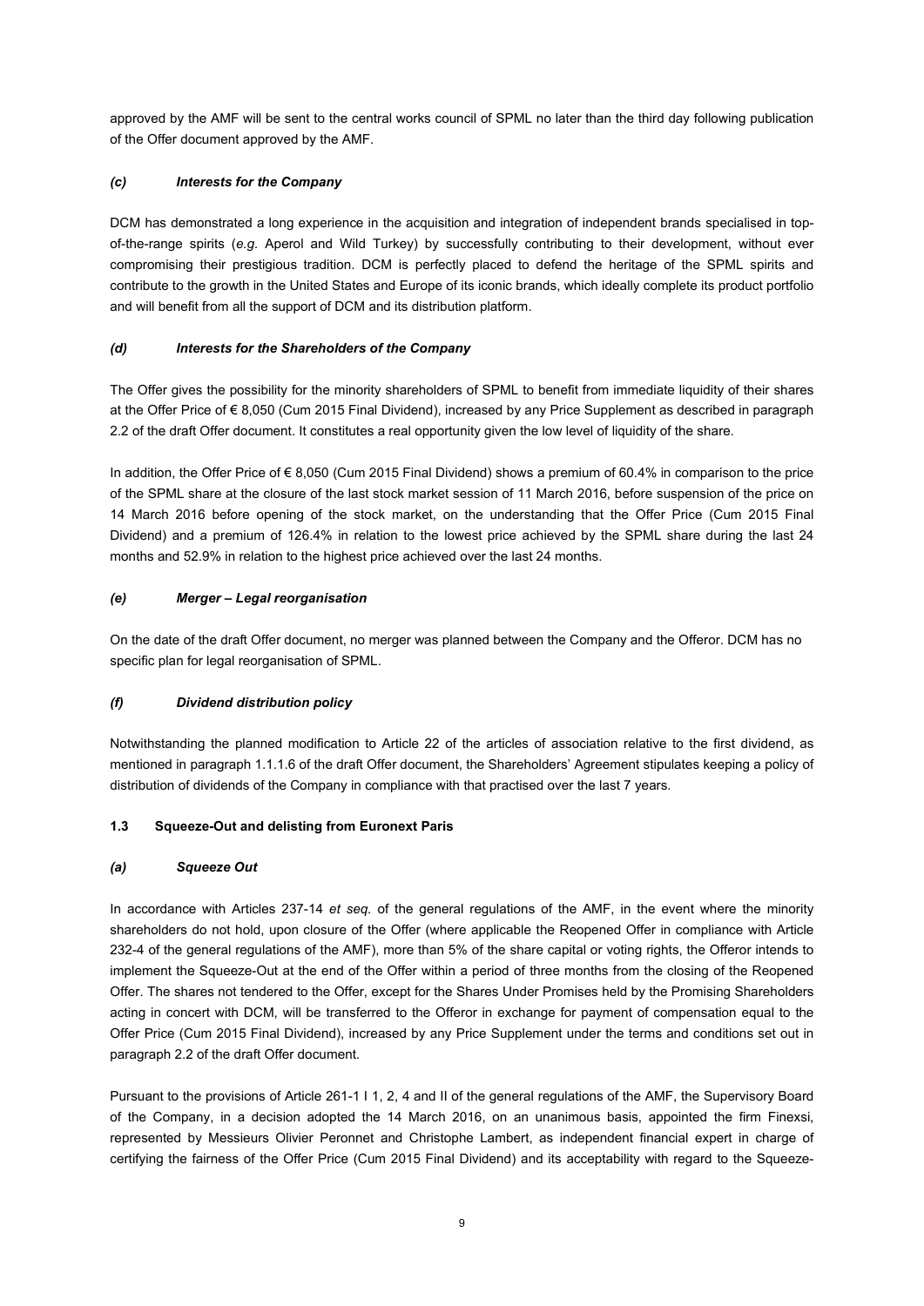approved by the AMF will be sent to the central works council of SPML no later than the third day following publication of the Offer document approved by the AMF.

#### *(c) Interests for the Company*

DCM has demonstrated a long experience in the acquisition and integration of independent brands specialised in top-of-the-range spirits (*e.g.* Aperol and Wild Turkey) by successfully contributing to their development, without ever compromising their prestigious tradition. DCM is perfectly placed to defend the heritage of the SPML spirits and contribute to the growth in the United States and Europe of its iconic brands, which ideally complete its product portfolio and will benefit from all the support of DCM and its distribution platform.

#### *(d) Interests for the Shareholders of the Company*

The Offer gives the possibility for the minority shareholders of SPML to benefit from immediate liquidity of their shares at the Offer Price of € 8,050 (Cum 2015 Final Dividend), increased by any Price Supplement as described in paragraph 2.2 of the draft Offer document. It constitutes a real opportunity given the low level of liquidity of the share.

In addition, the Offer Price of € 8,050 (Cum 2015 Final Dividend) shows a premium of 60.4% in comparison to the price of the SPML share at the closure of the last stock market session of 11 March 2016, before suspension of the price on 14 March 2016 before opening of the stock market, on the understanding that the Offer Price (Cum 2015 Final Dividend) and a premium of 126.4% in relation to the lowest price achieved by the SPML share during the last 24 months and 52.9% in relation to the highest price achieved over the last 24 months.

#### *(e) Merger – Legal reorganisation*

On the date of the draft Offer document, no merger was planned between the Company and the Offeror. DCM has no specific plan for legal reorganisation of SPML.

#### *(f) Dividend distribution policy*

Notwithstanding the planned modification to Article 22 of the articles of association relative to the first dividend, as mentioned in paragraph 1.1.1.6 of the draft Offer document, the Shareholders' Agreement stipulates keeping a policy of distribution of dividends of the Company in compliance with that practised over the last 7 years.

### 1.3 Squeeze-Out and delisting from Euronext Paris

#### *(a) Squeeze Out*

In accordance with Articles 237-14 *et seq.* of the general regulations of the AMF, in the event where the minority shareholders do not hold, upon closure of the Offer (where applicable the Reopened Offer in compliance with Article 232-4 of the general regulations of the AMF), more than 5% of the share capital or voting rights, the Offeror intends to implement the Squeeze-Out at the end of the Offer within a period of three months from the closing of the Reopened Offer. The shares not tendered to the Offer, except for the Shares Under Promises held by the Promising Shareholders acting in concert with DCM, will be transferred to the Offeror in exchange for payment of compensation equal to the Offer Price (Cum 2015 Final Dividend), increased by any Price Supplement under the terms and conditions set out in paragraph 2.2 of the draft Offer document.

Pursuant to the provisions of Article 261-1 I 1, 2, 4 and II of the general regulations of the AMF, the Supervisory Board of the Company, in a decision adopted the 14 March 2016, on an unanimous basis, appointed the firm Finexsi, represented by Messieurs Olivier Peronnet and Christophe Lambert, as independent financial expert in charge of certifying the fairness of the Offer Price (Cum 2015 Final Dividend) and its acceptability with regard to the Squeeze-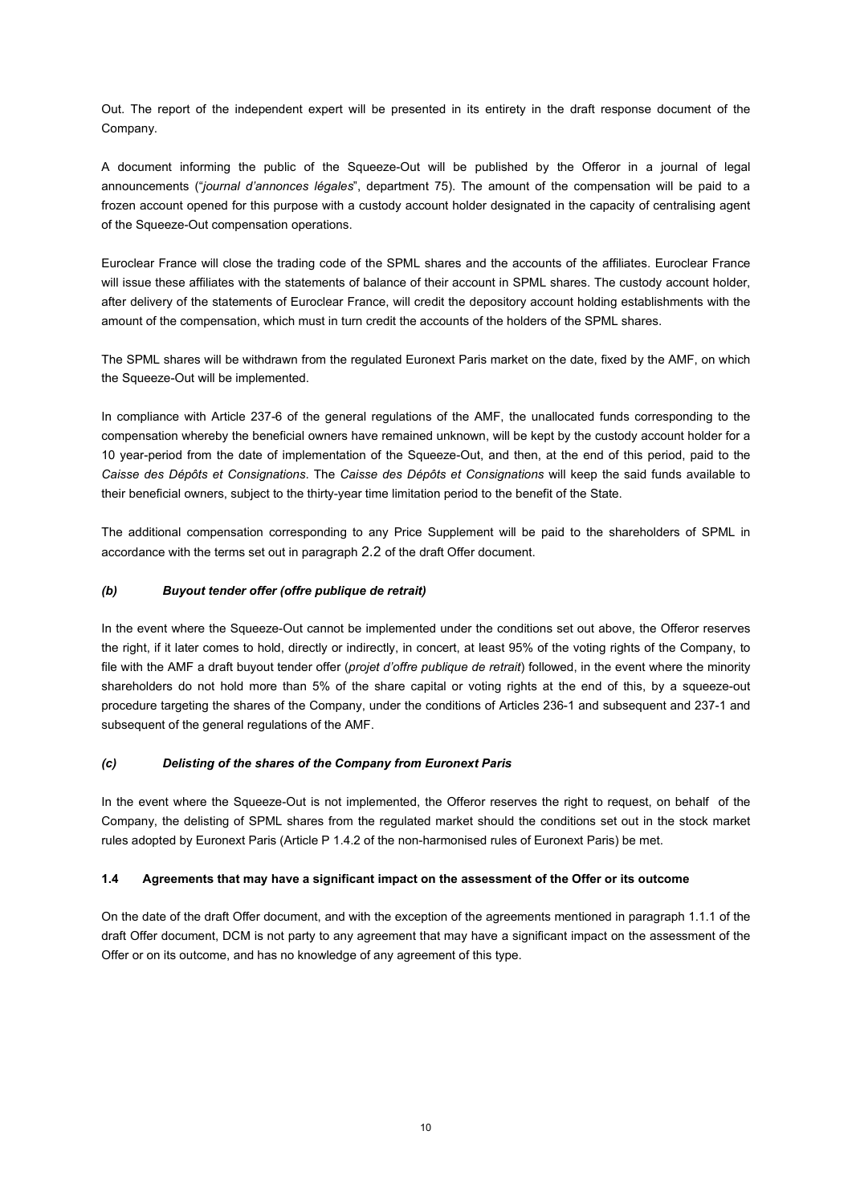Out. The report of the independent expert will be presented in its entirety in the draft response document of the Company.

A document informing the public of the Squeeze-Out will be published by the Offeror in a journal of legal announcements ("*journal d'annonces légales*", department 75). The amount of the compensation will be paid to a frozen account opened for this purpose with a custody account holder designated in the capacity of centralising agent of the Squeeze-Out compensation operations.

Euroclear France will close the trading code of the SPML shares and the accounts of the affiliates. Euroclear France will issue these affiliates with the statements of balance of their account in SPML shares. The custody account holder, after delivery of the statements of Euroclear France, will credit the depository account holding establishments with the amount of the compensation, which must in turn credit the accounts of the holders of the SPML shares.

The SPML shares will be withdrawn from the regulated Euronext Paris market on the date, fixed by the AMF, on which the Squeeze-Out will be implemented.

In compliance with Article 237-6 of the general regulations of the AMF, the unallocated funds corresponding to the compensation whereby the beneficial owners have remained unknown, will be kept by the custody account holder for a 10 year-period from the date of implementation of the Squeeze-Out, and then, at the end of this period, paid to the *Caisse des Dépôts et Consignations*. The *Caisse des Dépôts et Consignations* will keep the said funds available to their beneficial owners, subject to the thirty-year time limitation period to the benefit of the State.

The additional compensation corresponding to any Price Supplement will be paid to the shareholders of SPML in accordance with the terms set out in paragraph 2.2 of the draft Offer document.

#### *(b) Buyout tender offer (offre publique de retrait)*

In the event where the Squeeze-Out cannot be implemented under the conditions set out above, the Offeror reserves the right, if it later comes to hold, directly or indirectly, in concert, at least 95% of the voting rights of the Company, to file with the AMF a draft buyout tender offer (*projet d'offre publique de retrait*) followed, in the event where the minority shareholders do not hold more than 5% of the share capital or voting rights at the end of this, by a squeeze-out procedure targeting the shares of the Company, under the conditions of Articles 236-1 and subsequent and 237-1 and subsequent of the general regulations of the AMF.

#### *(c) Delisting of the shares of the Company from Euronext Paris*

In the event where the Squeeze-Out is not implemented, the Offeror reserves the right to request, on behalf of the Company, the delisting of SPML shares from the regulated market should the conditions set out in the stock market rules adopted by Euronext Paris (Article P 1.4.2 of the non-harmonised rules of Euronext Paris) be met.

### 1.4 Agreements that may have a significant impact on the assessment of the Offer or its outcome

On the date of the draft Offer document, and with the exception of the agreements mentioned in paragraph 1.1.1 of the draft Offer document, DCM is not party to any agreement that may have a significant impact on the assessment of the Offer or on its outcome, and has no knowledge of any agreement of this type.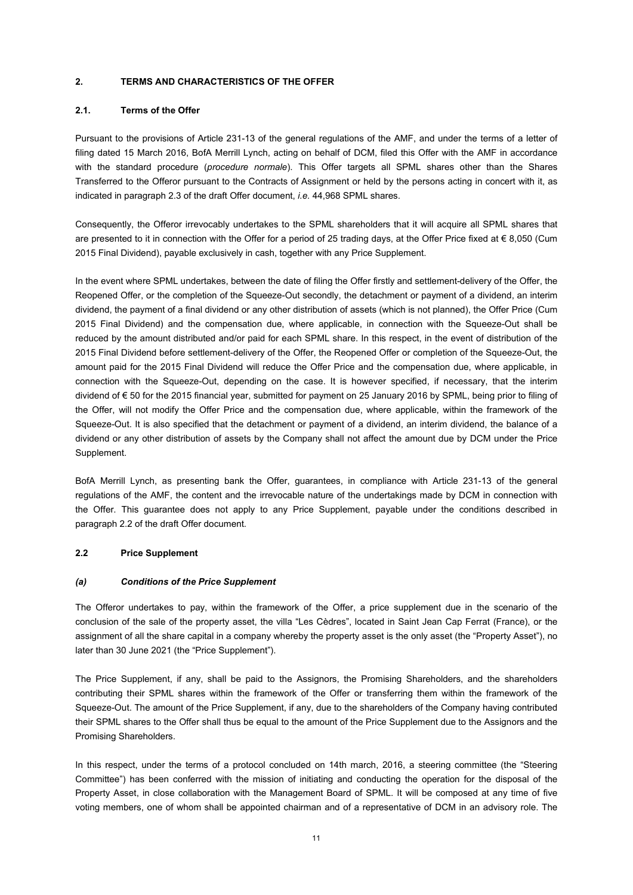## 2. TERMS AND CHARACTERISTICS OF THE OFFER

### 2.1. Terms of the Offer

Pursuant to the provisions of Article 231-13 of the general regulations of the AMF, and under the terms of a letter of filing dated 15 March 2016, BofA Merrill Lynch, acting on behalf of DCM, filed this Offer with the AMF in accordance with the standard procedure (*procedure normale*). This Offer targets all SPML shares other than the Shares Transferred to the Offeror pursuant to the Contracts of Assignment or held by the persons acting in concert with it, as indicated in paragraph 2.3 of the draft Offer document, *i.e.* 44,968 SPML shares.

Consequently, the Offeror irrevocably undertakes to the SPML shareholders that it will acquire all SPML shares that are presented to it in connection with the Offer for a period of 25 trading days, at the Offer Price fixed at € 8,050 (Cum 2015 Final Dividend), payable exclusively in cash, together with any Price Supplement.

In the event where SPML undertakes, between the date of filing the Offer firstly and settlement-delivery of the Offer, the Reopened Offer, or the completion of the Squeeze-Out secondly, the detachment or payment of a dividend, an interim dividend, the payment of a final dividend or any other distribution of assets (which is not planned), the Offer Price (Cum 2015 Final Dividend) and the compensation due, where applicable, in connection with the Squeeze-Out shall be reduced by the amount distributed and/or paid for each SPML share. In this respect, in the event of distribution of the 2015 Final Dividend before settlement-delivery of the Offer, the Reopened Offer or completion of the Squeeze-Out, the amount paid for the 2015 Final Dividend will reduce the Offer Price and the compensation due, where applicable, in connection with the Squeeze-Out, depending on the case. It is however specified, if necessary, that the interim dividend of € 50 for the 2015 financial year, submitted for payment on 25 January 2016 by SPML, being prior to filing of the Offer, will not modify the Offer Price and the compensation due, where applicable, within the framework of the Squeeze-Out. It is also specified that the detachment or payment of a dividend, an interim dividend, the balance of a dividend or any other distribution of assets by the Company shall not affect the amount due by DCM under the Price Supplement.

BofA Merrill Lynch, as presenting bank the Offer, guarantees, in compliance with Article 231-13 of the general regulations of the AMF, the content and the irrevocable nature of the undertakings made by DCM in connection with the Offer. This guarantee does not apply to any Price Supplement, payable under the conditions described in paragraph 2.2 of the draft Offer document.

### 2.2 Price Supplement

#### *(a) Conditions of the Price Supplement*

The Offeror undertakes to pay, within the framework of the Offer, a price supplement due in the scenario of the conclusion of the sale of the property asset, the villa "Les Cèdres", located in Saint Jean Cap Ferrat (France), or the assignment of all the share capital in a company whereby the property asset is the only asset (the "Property Asset"), no later than 30 June 2021 (the "Price Supplement").

The Price Supplement, if any, shall be paid to the Assignors, the Promising Shareholders, and the shareholders contributing their SPML shares within the framework of the Offer or transferring them within the framework of the Squeeze-Out. The amount of the Price Supplement, if any, due to the shareholders of the Company having contributed their SPML shares to the Offer shall thus be equal to the amount of the Price Supplement due to the Assignors and the Promising Shareholders.

In this respect, under the terms of a protocol concluded on 14th march, 2016, a steering committee (the "Steering Committee") has been conferred with the mission of initiating and conducting the operation for the disposal of the Property Asset, in close collaboration with the Management Board of SPML. It will be composed at any time of five voting members, one of whom shall be appointed chairman and of a representative of DCM in an advisory role. The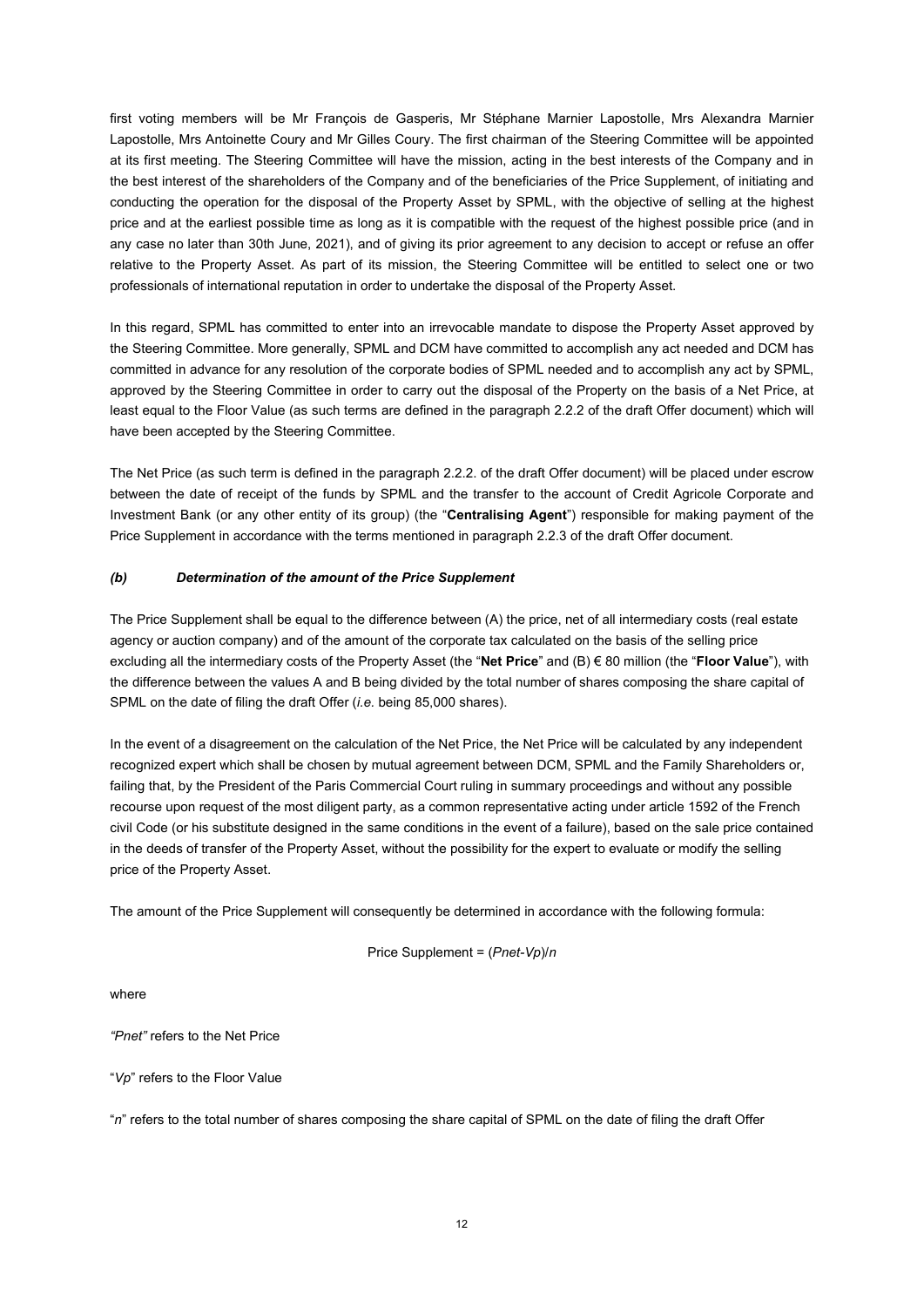first voting members will be Mr François de Gasperis, Mr Stéphane Marnier Lapostolle, Mrs Alexandra Marnier Lapostolle, Mrs Antoinette Coury and Mr Gilles Coury. The first chairman of the Steering Committee will be appointed at its first meeting. The Steering Committee will have the mission, acting in the best interests of the Company and in the best interest of the shareholders of the Company and of the beneficiaries of the Price Supplement, of initiating and conducting the operation for the disposal of the Property Asset by SPML, with the objective of selling at the highest price and at the earliest possible time as long as it is compatible with the request of the highest possible price (and in any case no later than 30th June, 2021), and of giving its prior agreement to any decision to accept or refuse an offer relative to the Property Asset. As part of its mission, the Steering Committee will be entitled to select one or two professionals of international reputation in order to undertake the disposal of the Property Asset.

In this regard, SPML has committed to enter into an irrevocable mandate to dispose the Property Asset approved by the Steering Committee. More generally, SPML and DCM have committed to accomplish any act needed and DCM has committed in advance for any resolution of the corporate bodies of SPML needed and to accomplish any act by SPML, approved by the Steering Committee in order to carry out the disposal of the Property on the basis of a Net Price, at least equal to the Floor Value (as such terms are defined in the paragraph 2.2.2 of the draft Offer document) which will have been accepted by the Steering Committee.

The Net Price (as such term is defined in the paragraph 2.2.2. of the draft Offer document) will be placed under escrow between the date of receipt of the funds by SPML and the transfer to the account of Credit Agricole Corporate and Investment Bank (or any other entity of its group) (the "**Centralising Agent**") responsible for making payment of the Price Supplement in accordance with the terms mentioned in paragraph 2.2.3 of the draft Offer document.

### *(b) Determination of the amount of the Price Supplement*

The Price Supplement shall be equal to the difference between (A) the price, net of all intermediary costs (real estate agency or auction company) and of the amount of the corporate tax calculated on the basis of the selling price excluding all the intermediary costs of the Property Asset (the "**Net Price**" and (B) € 80 million (the "**Floor Value**"), with the difference between the values A and B being divided by the total number of shares composing the share capital of SPML on the date of filing the draft Offer (*i.e.* being 85,000 shares).

In the event of a disagreement on the calculation of the Net Price, the Net Price will be calculated by any independent recognized expert which shall be chosen by mutual agreement between DCM, SPML and the Family Shareholders or, failing that, by the President of the Paris Commercial Court ruling in summary proceedings and without any possible recourse upon request of the most diligent party, as a common representative acting under article 1592 of the French civil Code (or his substitute designed in the same conditions in the event of a failure), based on the sale price contained in the deeds of transfer of the Property Asset, without the possibility for the expert to evaluate or modify the selling price of the Property Asset.

The amount of the Price Supplement will consequently be determined in accordance with the following formula:

$$\text{Price Supplement} = (Pnet - Vp)/n$$

where

"*Pnet*" refers to the Net Price

"*Vp*" refers to the Floor Value

"*n*" refers to the total number of shares composing the share capital of SPML on the date of filing the draft Offer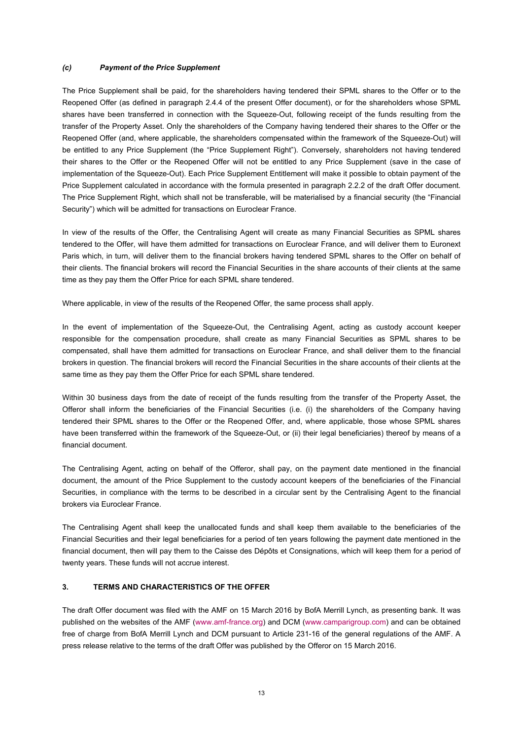#### *(c) Payment of the Price Supplement*

The Price Supplement shall be paid, for the shareholders having tendered their SPML shares to the Offer or to the Reopened Offer (as defined in paragraph 2.4.4 of the present Offer document), or for the shareholders whose SPML shares have been transferred in connection with the Squeeze-Out, following receipt of the funds resulting from the transfer of the Property Asset. Only the shareholders of the Company having tendered their shares to the Offer or the Reopened Offer (and, where applicable, the shareholders compensated within the framework of the Squeeze-Out) will be entitled to any Price Supplement (the "Price Supplement Right"). Conversely, shareholders not having tendered their shares to the Offer or the Reopened Offer will not be entitled to any Price Supplement (save in the case of implementation of the Squeeze-Out). Each Price Supplement Entitlement will make it possible to obtain payment of the Price Supplement calculated in accordance with the formula presented in paragraph 2.2.2 of the draft Offer document. The Price Supplement Right, which shall not be transferable, will be materialised by a financial security (the "Financial Security") which will be admitted for transactions on Euroclear France.

In view of the results of the Offer, the Centralising Agent will create as many Financial Securities as SPML shares tendered to the Offer, will have them admitted for transactions on Euroclear France, and will deliver them to Euronext Paris which, in turn, will deliver them to the financial brokers having tendered SPML shares to the Offer on behalf of their clients. The financial brokers will record the Financial Securities in the share accounts of their clients at the same time as they pay them the Offer Price for each SPML share tendered.

Where applicable, in view of the results of the Reopened Offer, the same process shall apply.

In the event of implementation of the Squeeze-Out, the Centralising Agent, acting as custody account keeper responsible for the compensation procedure, shall create as many Financial Securities as SPML shares to be compensated, shall have them admitted for transactions on Euroclear France, and shall deliver them to the financial brokers in question. The financial brokers will record the Financial Securities in the share accounts of their clients at the same time as they pay them the Offer Price for each SPML share tendered.

Within 30 business days from the date of receipt of the funds resulting from the transfer of the Property Asset, the Offeror shall inform the beneficiaries of the Financial Securities (i.e. (i) the shareholders of the Company having tendered their SPML shares to the Offer or the Reopened Offer, and, where applicable, those whose SPML shares have been transferred within the framework of the Squeeze-Out, or (ii) their legal beneficiaries) thereof by means of a financial document.

The Centralising Agent, acting on behalf of the Offeror, shall pay, on the payment date mentioned in the financial document, the amount of the Price Supplement to the custody account keepers of the beneficiaries of the Financial Securities, in compliance with the terms to be described in a circular sent by the Centralising Agent to the financial brokers via Euroclear France.

The Centralising Agent shall keep the unallocated funds and shall keep them available to the beneficiaries of the Financial Securities and their legal beneficiaries for a period of ten years following the payment date mentioned in the financial document, then will pay them to the Caisse des Dépôts et Consignations, which will keep them for a period of twenty years. These funds will not accrue interest.

## 3. TERMS AND CHARACTERISTICS OF THE OFFER

The draft Offer document was filed with the AMF on 15 March 2016 by BofA Merrill Lynch, as presenting bank. It was published on the websites of the AMF (www.amf-france.org) and DCM (www.camparigroup.com) and can be obtained free of charge from BofA Merrill Lynch and DCM pursuant to Article 231-16 of the general regulations of the AMF. A press release relative to the terms of the draft Offer was published by the Offeror on 15 March 2016.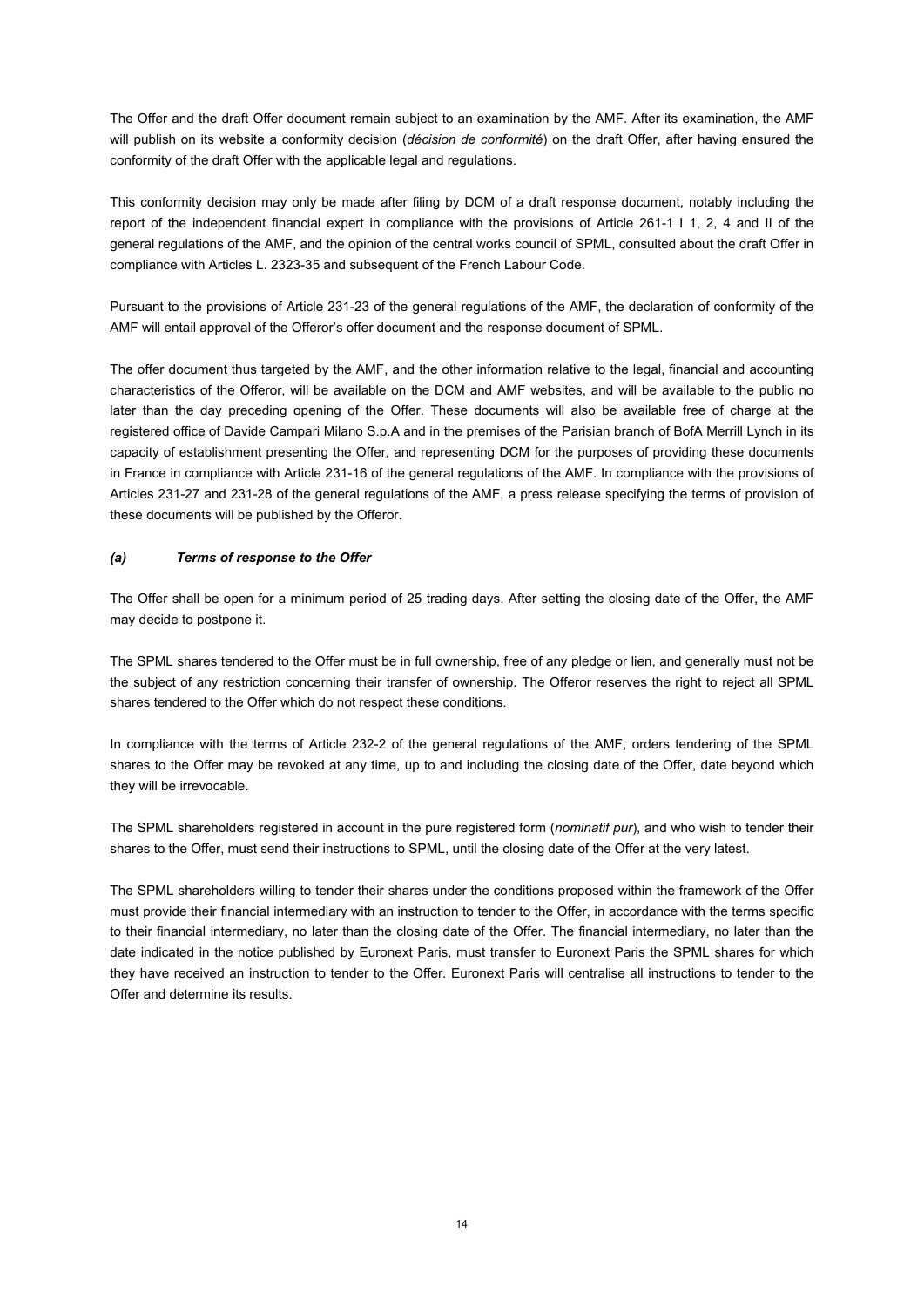The Offer and the draft Offer document remain subject to an examination by the AMF. After its examination, the AMF will publish on its website a conformity decision (*décision de conformité*) on the draft Offer, after having ensured the conformity of the draft Offer with the applicable legal and regulations.

This conformity decision may only be made after filing by DCM of a draft response document, notably including the report of the independent financial expert in compliance with the provisions of Article 261-1 I 1, 2, 4 and II of the general regulations of the AMF, and the opinion of the central works council of SPML, consulted about the draft Offer in compliance with Articles L. 2323-35 and subsequent of the French Labour Code.

Pursuant to the provisions of Article 231-23 of the general regulations of the AMF, the declaration of conformity of the AMF will entail approval of the Offeror's offer document and the response document of SPML.

The offer document thus targeted by the AMF, and the other information relative to the legal, financial and accounting characteristics of the Offeror, will be available on the DCM and AMF websites, and will be available to the public no later than the day preceding opening of the Offer. These documents will also be available free of charge at the registered office of Davide Campari Milano S.p.A and in the premises of the Parisian branch of BofA Merrill Lynch in its capacity of establishment presenting the Offer, and representing DCM for the purposes of providing these documents in France in compliance with Article 231-16 of the general regulations of the AMF. In compliance with the provisions of Articles 231-27 and 231-28 of the general regulations of the AMF, a press release specifying the terms of provision of these documents will be published by the Offeror.

***(a) Terms of response to the Offer***

The Offer shall be open for a minimum period of 25 trading days. After setting the closing date of the Offer, the AMF may decide to postpone it.

The SPML shares tendered to the Offer must be in full ownership, free of any pledge or lien, and generally must not be the subject of any restriction concerning their transfer of ownership. The Offeror reserves the right to reject all SPML shares tendered to the Offer which do not respect these conditions.

In compliance with the terms of Article 232-2 of the general regulations of the AMF, orders tendering of the SPML shares to the Offer may be revoked at any time, up to and including the closing date of the Offer, date beyond which they will be irrevocable.

The SPML shareholders registered in account in the pure registered form (*nominatif pur*), and who wish to tender their shares to the Offer, must send their instructions to SPML, until the closing date of the Offer at the very latest.

The SPML shareholders willing to tender their shares under the conditions proposed within the framework of the Offer must provide their financial intermediary with an instruction to tender to the Offer, in accordance with the terms specific to their financial intermediary, no later than the closing date of the Offer. The financial intermediary, no later than the date indicated in the notice published by Euronext Paris, must transfer to Euronext Paris the SPML shares for which they have received an instruction to tender to the Offer. Euronext Paris will centralise all instructions to tender to the Offer and determine its results.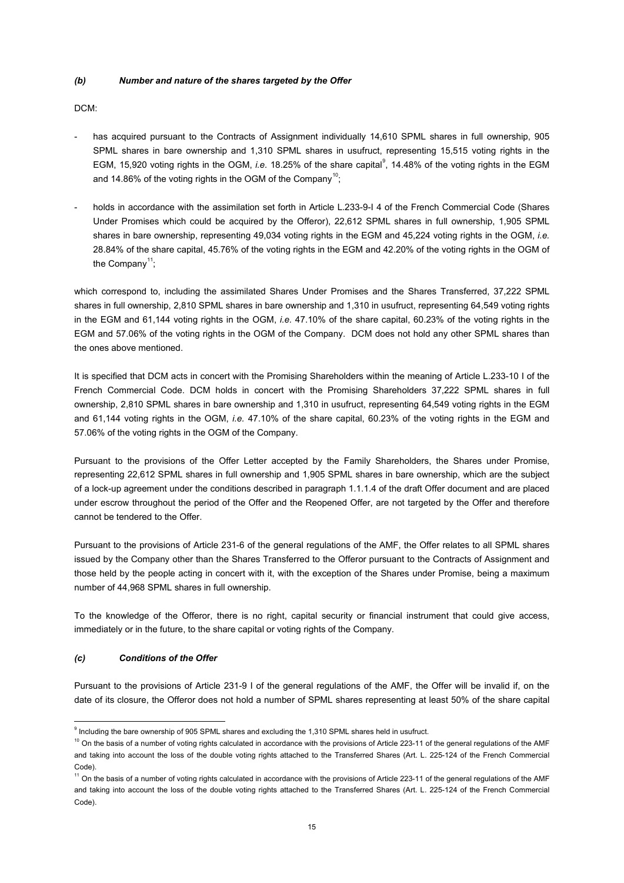### *(b) Number and nature of the shares targeted by the Offer*

DCM:

- has acquired pursuant to the Contracts of Assignment individually 14,610 SPML shares in full ownership, 905 SPML shares in bare ownership and 1,310 SPML shares in usufruct, representing 15,515 voting rights in the EGM, 15,920 voting rights in the OGM, *i.e.* 18.25% of the share capital[9], 14.48% of the voting rights in the EGM and 14.86% of the voting rights in the OGM of the Company[10];
- holds in accordance with the assimilation set forth in Article L.233-9-I 4 of the French Commercial Code (Shares Under Promises which could be acquired by the Offeror), 22,612 SPML shares in full ownership, 1,905 SPML shares in bare ownership, representing 49,034 voting rights in the EGM and 45,224 voting rights in the OGM, *i.e.* 28.84% of the share capital, 45.76% of the voting rights in the EGM and 42.20% of the voting rights in the OGM of the Company[11];

which correspond to, including the assimilated Shares Under Promises and the Shares Transferred, 37,222 SPML shares in full ownership, 2,810 SPML shares in bare ownership and 1,310 in usufruct, representing 64,549 voting rights in the EGM and 61,144 voting rights in the OGM, *i.e.* 47.10% of the share capital, 60.23% of the voting rights in the EGM and 57.06% of the voting rights in the OGM of the Company. DCM does not hold any other SPML shares than the ones above mentioned.

It is specified that DCM acts in concert with the Promising Shareholders within the meaning of Article L.233-10 I of the French Commercial Code. DCM holds in concert with the Promising Shareholders 37,222 SPML shares in full ownership, 2,810 SPML shares in bare ownership and 1,310 in usufruct, representing 64,549 voting rights in the EGM and 61,144 voting rights in the OGM, *i.e.* 47.10% of the share capital, 60.23% of the voting rights in the EGM and 57.06% of the voting rights in the OGM of the Company.

Pursuant to the provisions of the Offer Letter accepted by the Family Shareholders, the Shares under Promise, representing 22,612 SPML shares in full ownership and 1,905 SPML shares in bare ownership, which are the subject of a lock-up agreement under the conditions described in paragraph 1.1.1.4 of the draft Offer document and are placed under escrow throughout the period of the Offer and the Reopened Offer, are not targeted by the Offer and therefore cannot be tendered to the Offer.

Pursuant to the provisions of Article 231-6 of the general regulations of the AMF, the Offer relates to all SPML shares issued by the Company other than the Shares Transferred to the Offeror pursuant to the Contracts of Assignment and those held by the people acting in concert with it, with the exception of the Shares under Promise, being a maximum number of 44,968 SPML shares in full ownership.

To the knowledge of the Offeror, there is no right, capital security or financial instrument that could give access, immediately or in the future, to the share capital or voting rights of the Company.

### *(c) Conditions of the Offer*

Pursuant to the provisions of Article 231-9 I of the general regulations of the AMF, the Offer will be invalid if, on the date of its closure, the Offeror does not hold a number of SPML shares representing at least 50% of the share capital

---

[9] Including the bare ownership of 905 SPML shares and excluding the 1,310 SPML shares held in usufruct.

[10] On the basis of a number of voting rights calculated in accordance with the provisions of Article 223-11 of the general regulations of the AMF and taking into account the loss of the double voting rights attached to the Transferred Shares (Art. L. 225-124 of the French Commercial Code).

[11] On the basis of a number of voting rights calculated in accordance with the provisions of Article 223-11 of the general regulations of the AMF and taking into account the loss of the double voting rights attached to the Transferred Shares (Art. L. 225-124 of the French Commercial Code).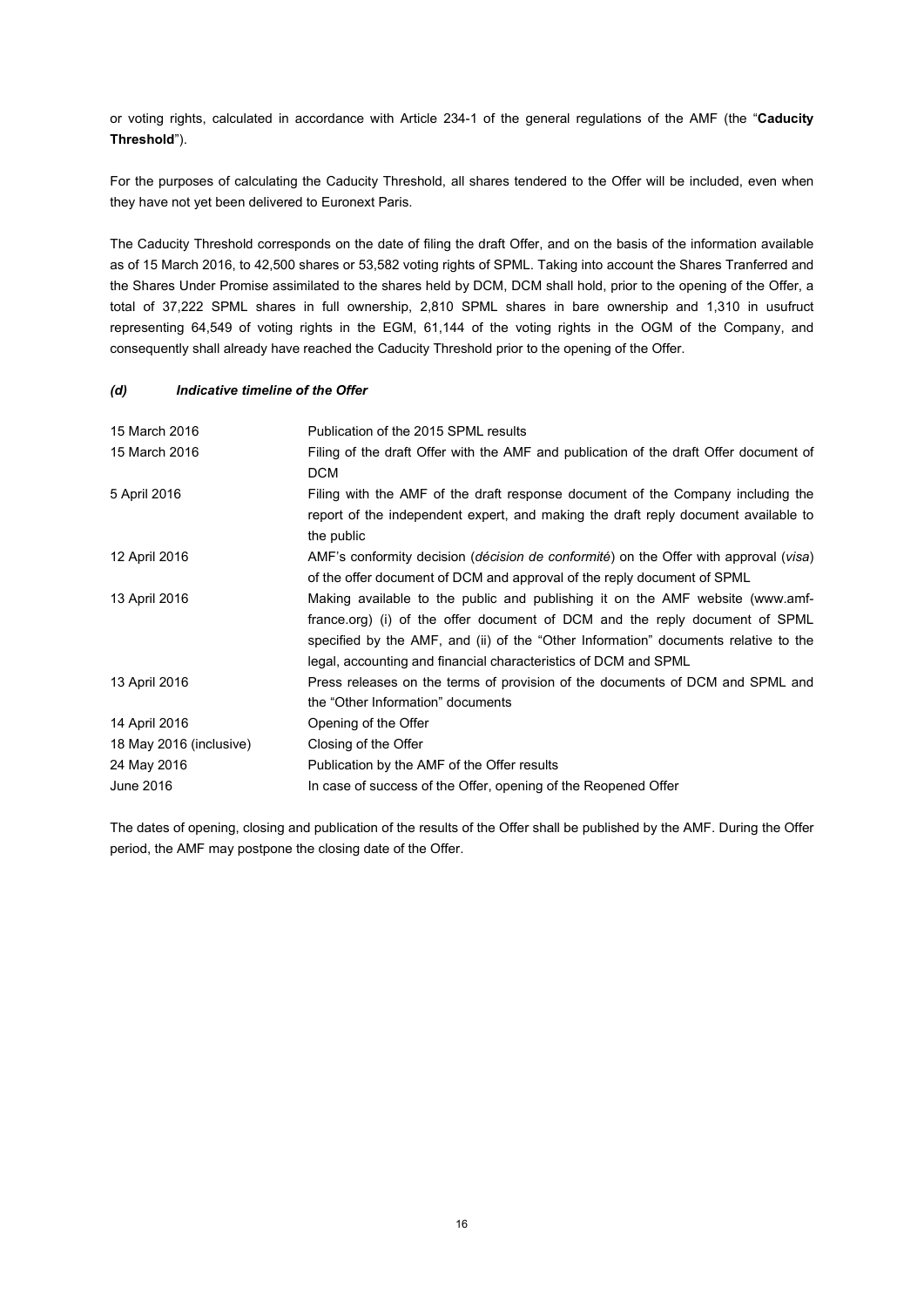or voting rights, calculated in accordance with Article 234-1 of the general regulations of the AMF (the "**Caducity Threshold**").

For the purposes of calculating the Caducity Threshold, all shares tendered to the Offer will be included, even when they have not yet been delivered to Euronext Paris.

The Caducity Threshold corresponds on the date of filing the draft Offer, and on the basis of the information available as of 15 March 2016, to 42,500 shares or 53,582 voting rights of SPML. Taking into account the Shares Tranferred and the Shares Under Promise assimilated to the shares held by DCM, DCM shall hold, prior to the opening of the Offer, a total of 37,222 SPML shares in full ownership, 2,810 SPML shares in bare ownership and 1,310 in usufruct representing 64,549 of voting rights in the EGM, 61,144 of the voting rights in the OGM of the Company, and consequently shall already have reached the Caducity Threshold prior to the opening of the Offer.

#### *(d) Indicative timeline of the Offer*

| | |
|---|---|
| 15 March 2016 | Publication of the 2015 SPML results |
| 15 March 2016 | Filing of the draft Offer with the AMF and publication of the draft Offer document of DCM |
| 5 April 2016 | Filing with the AMF of the draft response document of the Company including the report of the independent expert, and making the draft reply document available to the public |
| 12 April 2016 | AMF's conformity decision (*décision de conformité*) on the Offer with approval (*visa*) of the offer document of DCM and approval of the reply document of SPML |
| 13 April 2016 | Making available to the public and publishing it on the AMF website (www.amf-france.org) (i) of the offer document of DCM and the reply document of SPML specified by the AMF, and (ii) of the "Other Information" documents relative to the legal, accounting and financial characteristics of DCM and SPML |
| 13 April 2016 | Press releases on the terms of provision of the documents of DCM and SPML and the "Other Information" documents |
| 14 April 2016 | Opening of the Offer |
| 18 May 2016 (inclusive) | Closing of the Offer |
| 24 May 2016 | Publication by the AMF of the Offer results |
| June 2016 | In case of success of the Offer, opening of the Reopened Offer |

The dates of opening, closing and publication of the results of the Offer shall be published by the AMF. During the Offer period, the AMF may postpone the closing date of the Offer.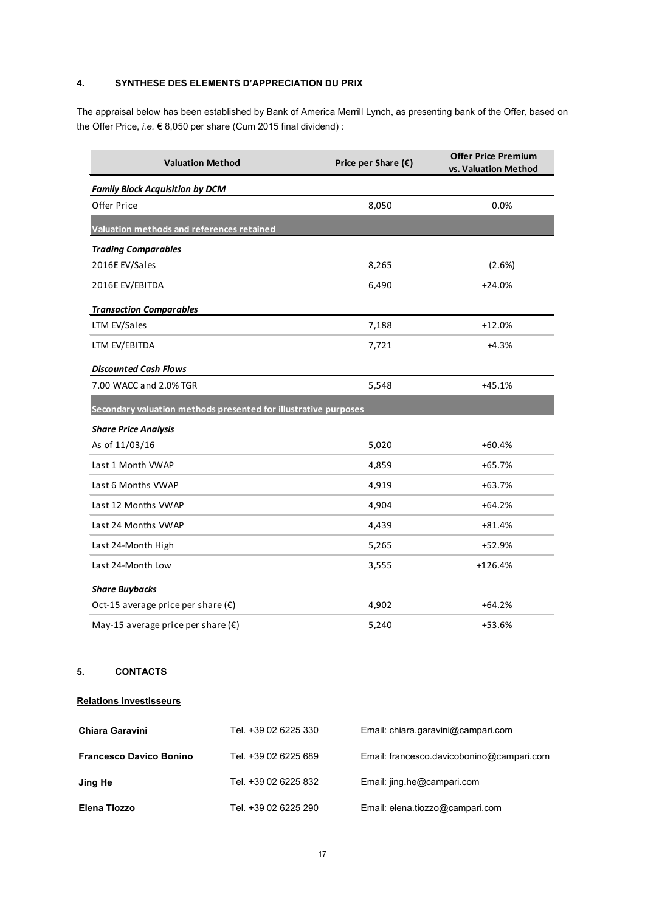## 4. SYNTHESE DES ELEMENTS D'APPRECIATION DU PRIX

The appraisal below has been established by Bank of America Merrill Lynch, as presenting bank of the Offer, based on the Offer Price, *i.e.* € 8,050 per share (Cum 2015 final dividend) :

| Valuation Method | Price per Share (€) | Offer Price Premium vs. Valuation Method |
|---|---|---|
| ***Family Block Acquisition by DCM*** | | |
| Offer Price | 8,050 | 0.0% |
| **Valuation methods and references retained** | | |
| ***Trading Comparables*** | | |
| 2016E EV/Sales | 8,265 | (2.6%) |
| 2016E EV/EBITDA | 6,490 | +24.0% |
| ***Transaction Comparables*** | | |
| LTM EV/Sales | 7,188 | +12.0% |
| LTM EV/EBITDA | 7,721 | +4.3% |
| ***Discounted Cash Flows*** | | |
| 7.00 WACC and 2.0% TGR | 5,548 | +45.1% |
| **Secondary valuation methods presented for illustrative purposes** | | |
| ***Share Price Analysis*** | | |
| As of 11/03/16 | 5,020 | +60.4% |
| Last 1 Month VWAP | 4,859 | +65.7% |
| Last 6 Months VWAP | 4,919 | +63.7% |
| Last 12 Months VWAP | 4,904 | +64.2% |
| Last 24 Months VWAP | 4,439 | +81.4% |
| Last 24-Month High | 5,265 | +52.9% |
| Last 24-Month Low | 3,555 | +126.4% |
| ***Share Buybacks*** | | |
| Oct-15 average price per share (€) | 4,902 | +64.2% |
| May-15 average price per share (€) | 5,240 | +53.6% |

## 5. CONTACTS

**Relations investisseurs**

| | | |
|---|---|---|
| **Chiara Garavini** | Tel. +39 02 6225 330 | Email: chiara.garavini@campari.com |
| **Francesco Davico Bonino** | Tel. +39 02 6225 689 | Email: francesco.davicobonino@campari.com |
| **Jing He** | Tel. +39 02 6225 832 | Email: jing.he@campari.com |
| **Elena Tiozzo** | Tel. +39 02 6225 290 | Email: elena.tiozzo@campari.com |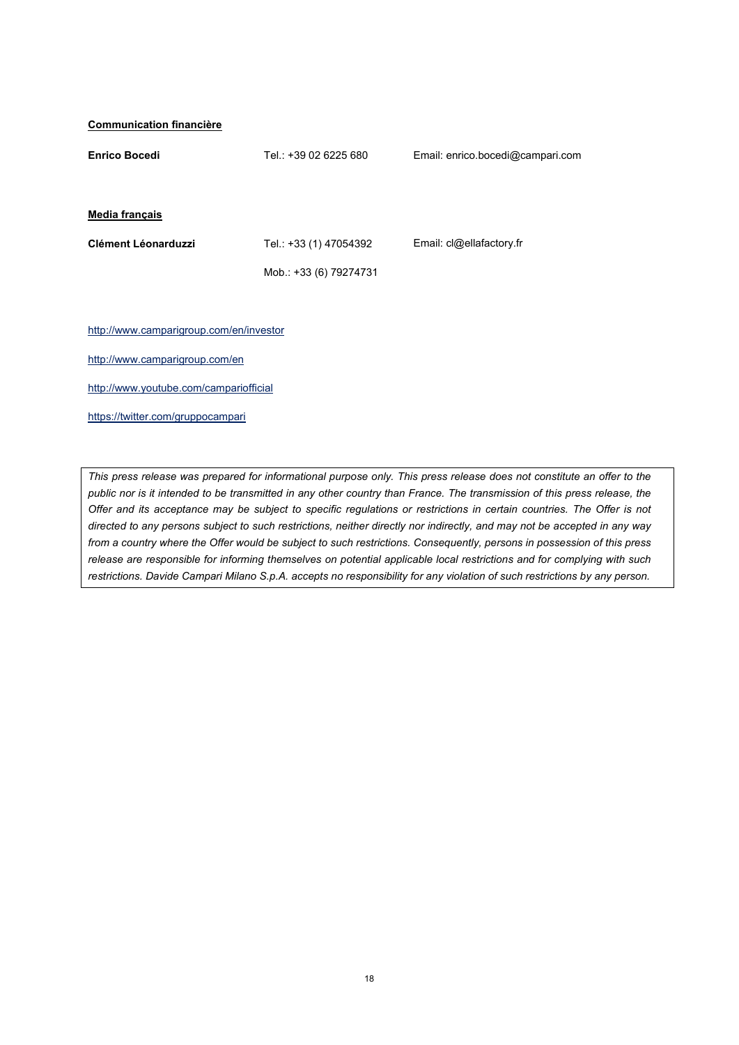**Communication financière**

| | | |
|---|---|---|
| **Enrico Bocedi** | Tel.: +39 02 6225 680 | Email: enrico.bocedi@campari.com |

**Media français**

| | | |
|---|---|---|
| **Clément Léonarduzzi** | Tel.: +33 (1) 47054392 | Email: cl@ellafactory.fr |
| | Mob.: +33 (6) 79274731 | |

http://www.camparigroup.com/en/investor

http://www.camparigroup.com/en

http://www.youtube.com/campariofficial

https://twitter.com/gruppocampari

*This press release was prepared for informational purpose only. This press release does not constitute an offer to the public nor is it intended to be transmitted in any other country than France. The transmission of this press release, the Offer and its acceptance may be subject to specific regulations or restrictions in certain countries. The Offer is not directed to any persons subject to such restrictions, neither directly nor indirectly, and may not be accepted in any way from a country where the Offer would be subject to such restrictions. Consequently, persons in possession of this press release are responsible for informing themselves on potential applicable local restrictions and for complying with such restrictions. Davide Campari Milano S.p.A. accepts no responsibility for any violation of such restrictions by any person.*